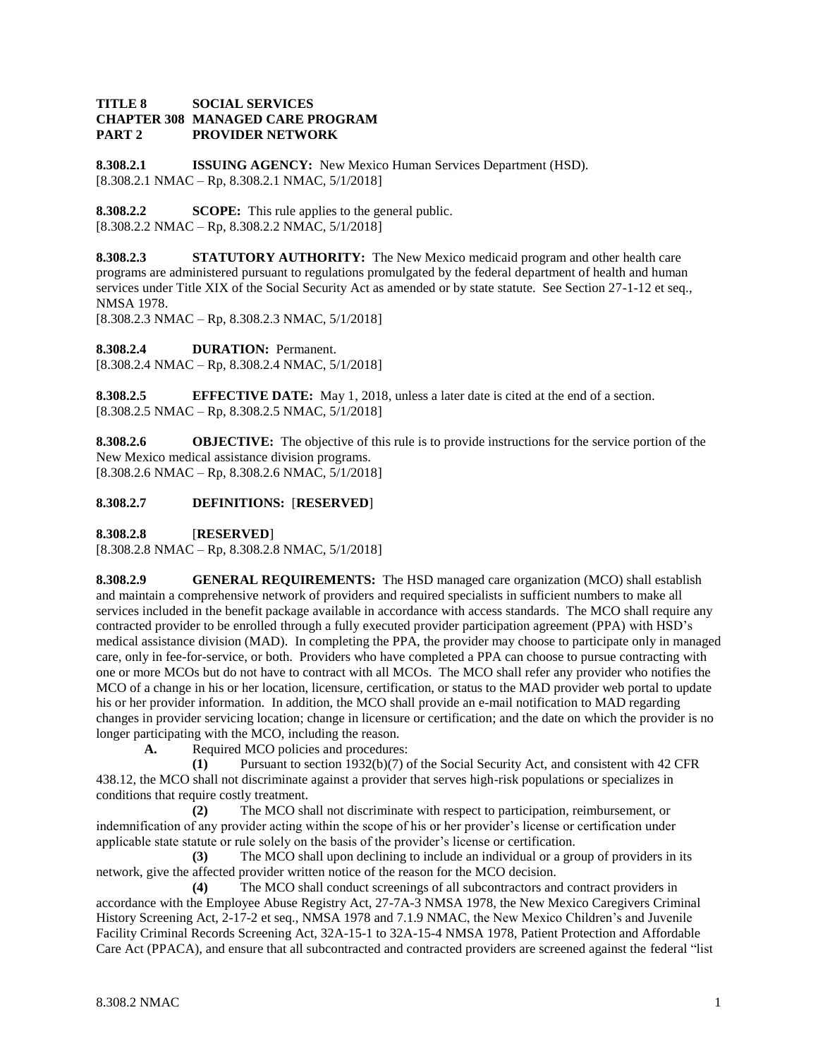**TITLE 8 SOCIAL SERVICES**
**CHAPTER 308 MANAGED CARE PROGRAM**
**PART 2 PROVIDER NETWORK**

**8.308.2.1 ISSUING AGENCY:** New Mexico Human Services Department (HSD).
[8.308.2.1 NMAC – Rp, 8.308.2.1 NMAC, 5/1/2018]

**8.308.2.2 SCOPE:** This rule applies to the general public.
[8.308.2.2 NMAC – Rp, 8.308.2.2 NMAC, 5/1/2018]

**8.308.2.3 STATUTORY AUTHORITY:** The New Mexico medicaid program and other health care programs are administered pursuant to regulations promulgated by the federal department of health and human services under Title XIX of the Social Security Act as amended or by state statute. See Section 27-1-12 et seq., NMSA 1978.
[8.308.2.3 NMAC – Rp, 8.308.2.3 NMAC, 5/1/2018]

**8.308.2.4 DURATION:** Permanent.
[8.308.2.4 NMAC – Rp, 8.308.2.4 NMAC, 5/1/2018]

**8.308.2.5 EFFECTIVE DATE:** May 1, 2018, unless a later date is cited at the end of a section.
[8.308.2.5 NMAC – Rp, 8.308.2.5 NMAC, 5/1/2018]

**8.308.2.6 OBJECTIVE:** The objective of this rule is to provide instructions for the service portion of the New Mexico medical assistance division programs.
[8.308.2.6 NMAC – Rp, 8.308.2.6 NMAC, 5/1/2018]

**8.308.2.7 DEFINITIONS:** [**RESERVED**]

**8.308.2.8** [**RESERVED**]
[8.308.2.8 NMAC – Rp, 8.308.2.8 NMAC, 5/1/2018]

**8.308.2.9 GENERAL REQUIREMENTS:** The HSD managed care organization (MCO) shall establish and maintain a comprehensive network of providers and required specialists in sufficient numbers to make all services included in the benefit package available in accordance with access standards. The MCO shall require any contracted provider to be enrolled through a fully executed provider participation agreement (PPA) with HSD's medical assistance division (MAD). In completing the PPA, the provider may choose to participate only in managed care, only in fee-for-service, or both. Providers who have completed a PPA can choose to pursue contracting with one or more MCOs but do not have to contract with all MCOs. The MCO shall refer any provider who notifies the MCO of a change in his or her location, licensure, certification, or status to the MAD provider web portal to update his or her provider information. In addition, the MCO shall provide an e-mail notification to MAD regarding changes in provider servicing location; change in licensure or certification; and the date on which the provider is no longer participating with the MCO, including the reason.

**A.** Required MCO policies and procedures:

**(1)** Pursuant to section 1932(b)(7) of the Social Security Act, and consistent with 42 CFR 438.12, the MCO shall not discriminate against a provider that serves high-risk populations or specializes in conditions that require costly treatment.

**(2)** The MCO shall not discriminate with respect to participation, reimbursement, or indemnification of any provider acting within the scope of his or her provider's license or certification under applicable state statute or rule solely on the basis of the provider's license or certification.

**(3)** The MCO shall upon declining to include an individual or a group of providers in its network, give the affected provider written notice of the reason for the MCO decision.

**(4)** The MCO shall conduct screenings of all subcontractors and contract providers in accordance with the Employee Abuse Registry Act, 27-7A-3 NMSA 1978, the New Mexico Caregivers Criminal History Screening Act, 2-17-2 et seq., NMSA 1978 and 7.1.9 NMAC, the New Mexico Children's and Juvenile Facility Criminal Records Screening Act, 32A-15-1 to 32A-15-4 NMSA 1978, Patient Protection and Affordable Care Act (PPACA), and ensure that all subcontracted and contracted providers are screened against the federal "list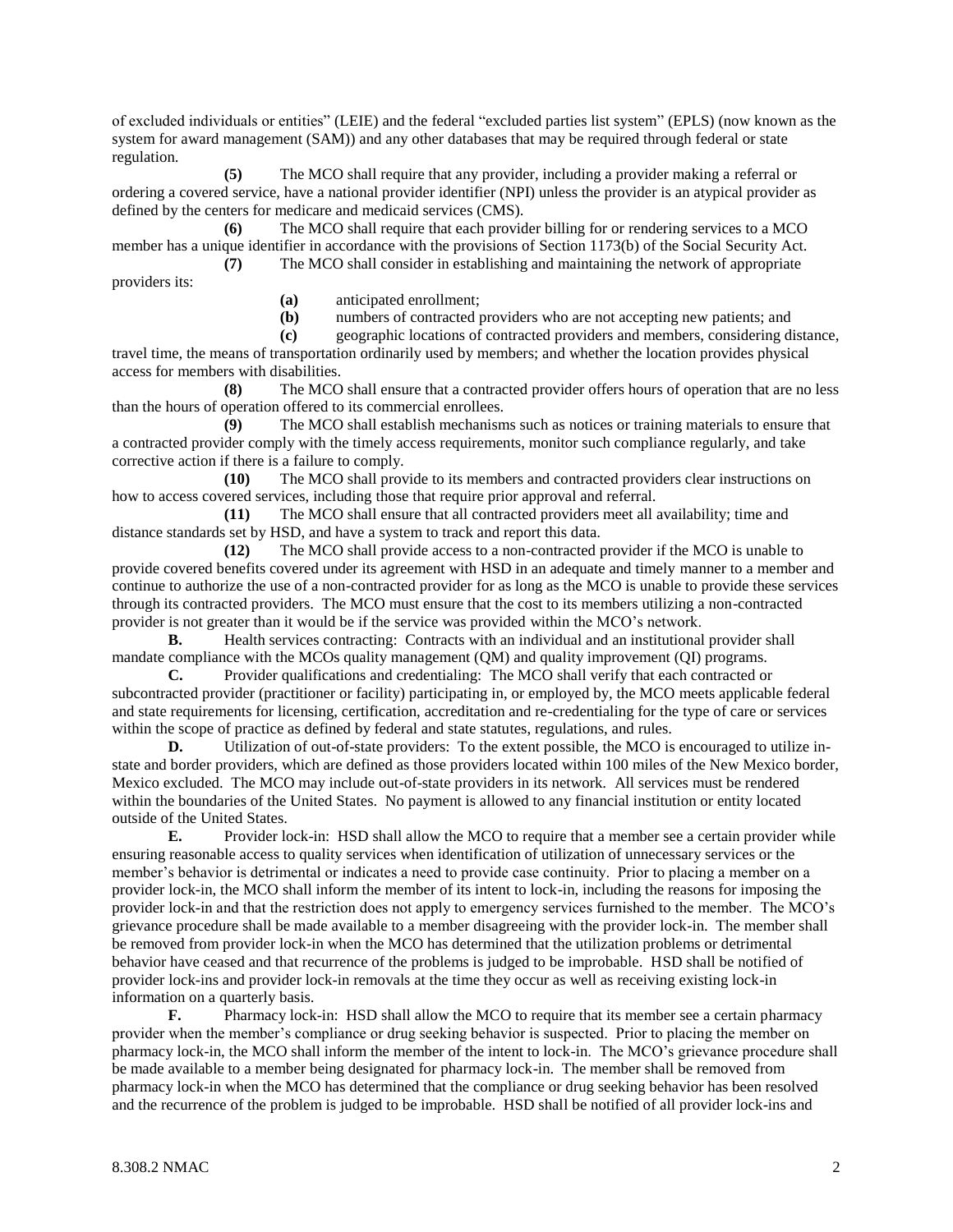of excluded individuals or entities" (LEIE) and the federal "excluded parties list system" (EPLS) (now known as the system for award management (SAM)) and any other databases that may be required through federal or state regulation.

**(5)** The MCO shall require that any provider, including a provider making a referral or ordering a covered service, have a national provider identifier (NPI) unless the provider is an atypical provider as defined by the centers for medicare and medicaid services (CMS).

**(6)** The MCO shall require that each provider billing for or rendering services to a MCO member has a unique identifier in accordance with the provisions of Section 1173(b) of the Social Security Act.

**(7)** The MCO shall consider in establishing and maintaining the network of appropriate providers its:

**(a)** anticipated enrollment;

**(b)** numbers of contracted providers who are not accepting new patients; and

**(c)** geographic locations of contracted providers and members, considering distance, travel time, the means of transportation ordinarily used by members; and whether the location provides physical access for members with disabilities.

**(8)** The MCO shall ensure that a contracted provider offers hours of operation that are no less than the hours of operation offered to its commercial enrollees.

**(9)** The MCO shall establish mechanisms such as notices or training materials to ensure that a contracted provider comply with the timely access requirements, monitor such compliance regularly, and take corrective action if there is a failure to comply.

**(10)** The MCO shall provide to its members and contracted providers clear instructions on how to access covered services, including those that require prior approval and referral.

**(11)** The MCO shall ensure that all contracted providers meet all availability; time and distance standards set by HSD, and have a system to track and report this data.

**(12)** The MCO shall provide access to a non-contracted provider if the MCO is unable to provide covered benefits covered under its agreement with HSD in an adequate and timely manner to a member and continue to authorize the use of a non-contracted provider for as long as the MCO is unable to provide these services through its contracted providers. The MCO must ensure that the cost to its members utilizing a non-contracted provider is not greater than it would be if the service was provided within the MCO's network.

**B.** Health services contracting: Contracts with an individual and an institutional provider shall mandate compliance with the MCOs quality management (QM) and quality improvement (QI) programs.

**C.** Provider qualifications and credentialing: The MCO shall verify that each contracted or subcontracted provider (practitioner or facility) participating in, or employed by, the MCO meets applicable federal and state requirements for licensing, certification, accreditation and re-credentialing for the type of care or services within the scope of practice as defined by federal and state statutes, regulations, and rules.

**D.** Utilization of out-of-state providers: To the extent possible, the MCO is encouraged to utilize in-state and border providers, which are defined as those providers located within 100 miles of the New Mexico border, Mexico excluded. The MCO may include out-of-state providers in its network. All services must be rendered within the boundaries of the United States. No payment is allowed to any financial institution or entity located outside of the United States.

**E.** Provider lock-in: HSD shall allow the MCO to require that a member see a certain provider while ensuring reasonable access to quality services when identification of utilization of unnecessary services or the member's behavior is detrimental or indicates a need to provide case continuity. Prior to placing a member on a provider lock-in, the MCO shall inform the member of its intent to lock-in, including the reasons for imposing the provider lock-in and that the restriction does not apply to emergency services furnished to the member. The MCO's grievance procedure shall be made available to a member disagreeing with the provider lock-in. The member shall be removed from provider lock-in when the MCO has determined that the utilization problems or detrimental behavior have ceased and that recurrence of the problems is judged to be improbable. HSD shall be notified of provider lock-ins and provider lock-in removals at the time they occur as well as receiving existing lock-in information on a quarterly basis.

**F.** Pharmacy lock-in: HSD shall allow the MCO to require that its member see a certain pharmacy provider when the member's compliance or drug seeking behavior is suspected. Prior to placing the member on pharmacy lock-in, the MCO shall inform the member of the intent to lock-in. The MCO's grievance procedure shall be made available to a member being designated for pharmacy lock-in. The member shall be removed from pharmacy lock-in when the MCO has determined that the compliance or drug seeking behavior has been resolved and the recurrence of the problem is judged to be improbable. HSD shall be notified of all provider lock-ins and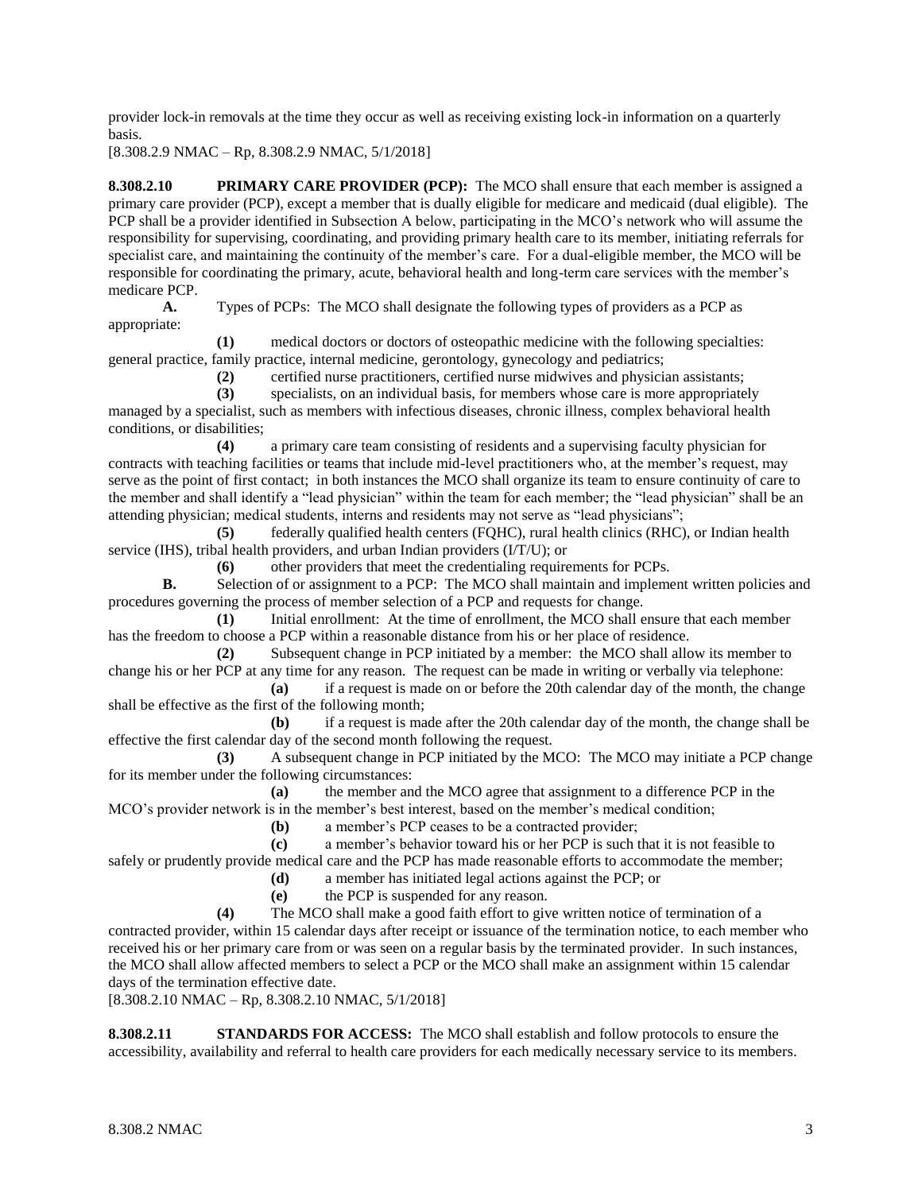provider lock-in removals at the time they occur as well as receiving existing lock-in information on a quarterly basis.
[8.308.2.9 NMAC – Rp, 8.308.2.9 NMAC, 5/1/2018]

**8.308.2.10 PRIMARY CARE PROVIDER (PCP):** The MCO shall ensure that each member is assigned a primary care provider (PCP), except a member that is dually eligible for medicare and medicaid (dual eligible). The PCP shall be a provider identified in Subsection A below, participating in the MCO's network who will assume the responsibility for supervising, coordinating, and providing primary health care to its member, initiating referrals for specialist care, and maintaining the continuity of the member's care. For a dual-eligible member, the MCO will be responsible for coordinating the primary, acute, behavioral health and long-term care services with the member's medicare PCP.

**A.** Types of PCPs: The MCO shall designate the following types of providers as a PCP as appropriate:

**(1)** medical doctors or doctors of osteopathic medicine with the following specialties: general practice, family practice, internal medicine, gerontology, gynecology and pediatrics;

**(2)** certified nurse practitioners, certified nurse midwives and physician assistants;

**(3)** specialists, on an individual basis, for members whose care is more appropriately managed by a specialist, such as members with infectious diseases, chronic illness, complex behavioral health conditions, or disabilities;

**(4)** a primary care team consisting of residents and a supervising faculty physician for contracts with teaching facilities or teams that include mid-level practitioners who, at the member's request, may serve as the point of first contact; in both instances the MCO shall organize its team to ensure continuity of care to the member and shall identify a "lead physician" within the team for each member; the "lead physician" shall be an attending physician; medical students, interns and residents may not serve as "lead physicians";

**(5)** federally qualified health centers (FQHC), rural health clinics (RHC), or Indian health service (IHS), tribal health providers, and urban Indian providers (I/T/U); or

**(6)** other providers that meet the credentialing requirements for PCPs.

**B.** Selection of or assignment to a PCP: The MCO shall maintain and implement written policies and procedures governing the process of member selection of a PCP and requests for change.

**(1)** Initial enrollment: At the time of enrollment, the MCO shall ensure that each member has the freedom to choose a PCP within a reasonable distance from his or her place of residence.

**(2)** Subsequent change in PCP initiated by a member: the MCO shall allow its member to change his or her PCP at any time for any reason. The request can be made in writing or verbally via telephone:

**(a)** if a request is made on or before the 20th calendar day of the month, the change shall be effective as the first of the following month;

**(b)** if a request is made after the 20th calendar day of the month, the change shall be effective the first calendar day of the second month following the request.

**(3)** A subsequent change in PCP initiated by the MCO: The MCO may initiate a PCP change for its member under the following circumstances:

**(a)** the member and the MCO agree that assignment to a difference PCP in the MCO's provider network is in the member's best interest, based on the member's medical condition;

**(b)** a member's PCP ceases to be a contracted provider;

**(c)** a member's behavior toward his or her PCP is such that it is not feasible to safely or prudently provide medical care and the PCP has made reasonable efforts to accommodate the member;

**(d)** a member has initiated legal actions against the PCP; or

**(e)** the PCP is suspended for any reason.

**(4)** The MCO shall make a good faith effort to give written notice of termination of a contracted provider, within 15 calendar days after receipt or issuance of the termination notice, to each member who received his or her primary care from or was seen on a regular basis by the terminated provider. In such instances, the MCO shall allow affected members to select a PCP or the MCO shall make an assignment within 15 calendar days of the termination effective date.

[8.308.2.10 NMAC – Rp, 8.308.2.10 NMAC, 5/1/2018]

**8.308.2.11 STANDARDS FOR ACCESS:** The MCO shall establish and follow protocols to ensure the accessibility, availability and referral to health care providers for each medically necessary service to its members.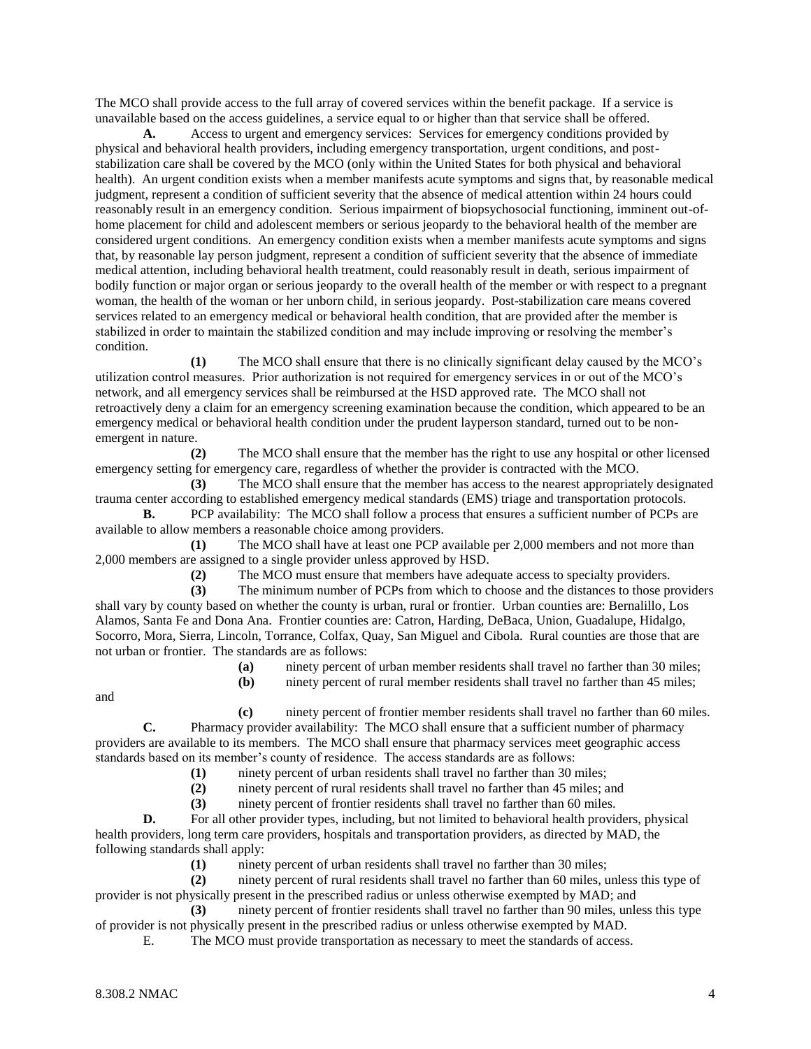The MCO shall provide access to the full array of covered services within the benefit package. If a service is unavailable based on the access guidelines, a service equal to or higher than that service shall be offered.

**A.** Access to urgent and emergency services: Services for emergency conditions provided by physical and behavioral health providers, including emergency transportation, urgent conditions, and post-stabilization care shall be covered by the MCO (only within the United States for both physical and behavioral health). An urgent condition exists when a member manifests acute symptoms and signs that, by reasonable medical judgment, represent a condition of sufficient severity that the absence of medical attention within 24 hours could reasonably result in an emergency condition. Serious impairment of biopsychosocial functioning, imminent out-of-home placement for child and adolescent members or serious jeopardy to the behavioral health of the member are considered urgent conditions. An emergency condition exists when a member manifests acute symptoms and signs that, by reasonable lay person judgment, represent a condition of sufficient severity that the absence of immediate medical attention, including behavioral health treatment, could reasonably result in death, serious impairment of bodily function or major organ or serious jeopardy to the overall health of the member or with respect to a pregnant woman, the health of the woman or her unborn child, in serious jeopardy. Post-stabilization care means covered services related to an emergency medical or behavioral health condition, that are provided after the member is stabilized in order to maintain the stabilized condition and may include improving or resolving the member's condition.

**(1)** The MCO shall ensure that there is no clinically significant delay caused by the MCO's utilization control measures. Prior authorization is not required for emergency services in or out of the MCO's network, and all emergency services shall be reimbursed at the HSD approved rate. The MCO shall not retroactively deny a claim for an emergency screening examination because the condition, which appeared to be an emergency medical or behavioral health condition under the prudent layperson standard, turned out to be non-emergent in nature.

**(2)** The MCO shall ensure that the member has the right to use any hospital or other licensed emergency setting for emergency care, regardless of whether the provider is contracted with the MCO.

**(3)** The MCO shall ensure that the member has access to the nearest appropriately designated trauma center according to established emergency medical standards (EMS) triage and transportation protocols.

**B.** PCP availability: The MCO shall follow a process that ensures a sufficient number of PCPs are available to allow members a reasonable choice among providers.

**(1)** The MCO shall have at least one PCP available per 2,000 members and not more than 2,000 members are assigned to a single provider unless approved by HSD.

**(2)** The MCO must ensure that members have adequate access to specialty providers.

**(3)** The minimum number of PCPs from which to choose and the distances to those providers shall vary by county based on whether the county is urban, rural or frontier. Urban counties are: Bernalillo, Los Alamos, Santa Fe and Dona Ana. Frontier counties are: Catron, Harding, DeBaca, Union, Guadalupe, Hidalgo, Socorro, Mora, Sierra, Lincoln, Torrance, Colfax, Quay, San Miguel and Cibola. Rural counties are those that are not urban or frontier. The standards are as follows:

**(a)** ninety percent of urban member residents shall travel no farther than 30 miles;

**(b)** ninety percent of rural member residents shall travel no farther than 45 miles; and

**(c)** ninety percent of frontier member residents shall travel no farther than 60 miles.

**C.** Pharmacy provider availability: The MCO shall ensure that a sufficient number of pharmacy providers are available to its members. The MCO shall ensure that pharmacy services meet geographic access standards based on its member's county of residence. The access standards are as follows:

**(1)** ninety percent of urban residents shall travel no farther than 30 miles;

**(2)** ninety percent of rural residents shall travel no farther than 45 miles; and

**(3)** ninety percent of frontier residents shall travel no farther than 60 miles.

**D.** For all other provider types, including, but not limited to behavioral health providers, physical health providers, long term care providers, hospitals and transportation providers, as directed by MAD, the following standards shall apply:

**(1)** ninety percent of urban residents shall travel no farther than 30 miles;

**(2)** ninety percent of rural residents shall travel no farther than 60 miles, unless this type of provider is not physically present in the prescribed radius or unless otherwise exempted by MAD; and

**(3)** ninety percent of frontier residents shall travel no farther than 90 miles, unless this type of provider is not physically present in the prescribed radius or unless otherwise exempted by MAD.

E. The MCO must provide transportation as necessary to meet the standards of access.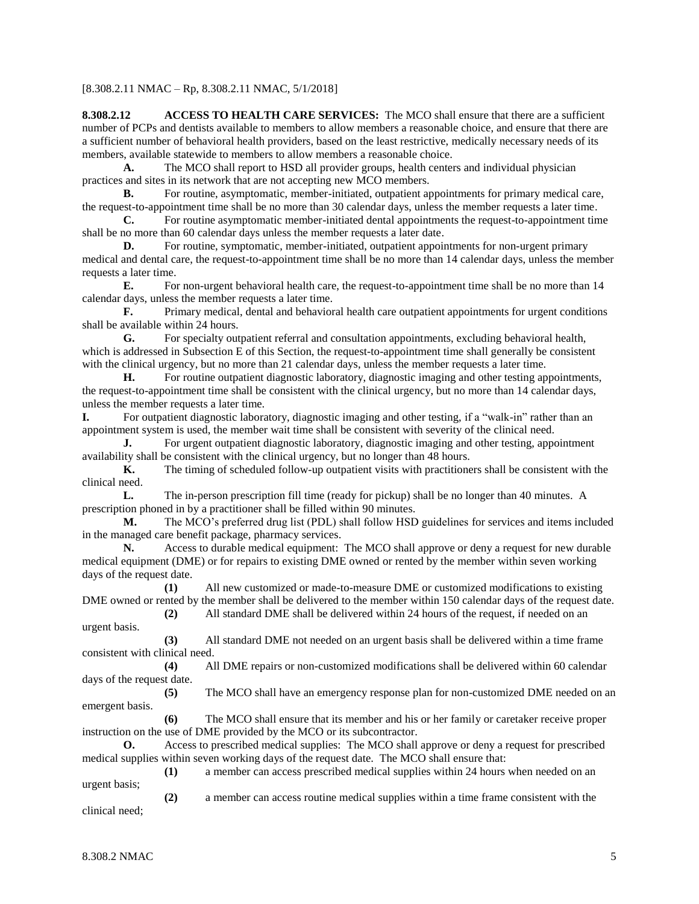[8.308.2.11 NMAC – Rp, 8.308.2.11 NMAC, 5/1/2018]

**8.308.2.12 ACCESS TO HEALTH CARE SERVICES:** The MCO shall ensure that there are a sufficient number of PCPs and dentists available to members to allow members a reasonable choice, and ensure that there are a sufficient number of behavioral health providers, based on the least restrictive, medically necessary needs of its members, available statewide to members to allow members a reasonable choice.

**A.** The MCO shall report to HSD all provider groups, health centers and individual physician practices and sites in its network that are not accepting new MCO members.

**B.** For routine, asymptomatic, member-initiated, outpatient appointments for primary medical care, the request-to-appointment time shall be no more than 30 calendar days, unless the member requests a later time.

**C.** For routine asymptomatic member-initiated dental appointments the request-to-appointment time shall be no more than 60 calendar days unless the member requests a later date.

**D.** For routine, symptomatic, member-initiated, outpatient appointments for non-urgent primary medical and dental care, the request-to-appointment time shall be no more than 14 calendar days, unless the member requests a later time.

**E.** For non-urgent behavioral health care, the request-to-appointment time shall be no more than 14 calendar days, unless the member requests a later time.

**F.** Primary medical, dental and behavioral health care outpatient appointments for urgent conditions shall be available within 24 hours.

**G.** For specialty outpatient referral and consultation appointments, excluding behavioral health, which is addressed in Subsection E of this Section, the request-to-appointment time shall generally be consistent with the clinical urgency, but no more than 21 calendar days, unless the member requests a later time.

**H.** For routine outpatient diagnostic laboratory, diagnostic imaging and other testing appointments, the request-to-appointment time shall be consistent with the clinical urgency, but no more than 14 calendar days, unless the member requests a later time.

**I.** For outpatient diagnostic laboratory, diagnostic imaging and other testing, if a "walk-in" rather than an appointment system is used, the member wait time shall be consistent with severity of the clinical need.

**J.** For urgent outpatient diagnostic laboratory, diagnostic imaging and other testing, appointment availability shall be consistent with the clinical urgency, but no longer than 48 hours.

**K.** The timing of scheduled follow-up outpatient visits with practitioners shall be consistent with the clinical need.

**L.** The in-person prescription fill time (ready for pickup) shall be no longer than 40 minutes. A prescription phoned in by a practitioner shall be filled within 90 minutes.

**M.** The MCO's preferred drug list (PDL) shall follow HSD guidelines for services and items included in the managed care benefit package, pharmacy services.

**N.** Access to durable medical equipment: The MCO shall approve or deny a request for new durable medical equipment (DME) or for repairs to existing DME owned or rented by the member within seven working days of the request date.

**(1)** All new customized or made-to-measure DME or customized modifications to existing DME owned or rented by the member shall be delivered to the member within 150 calendar days of the request date.

**(2)** All standard DME shall be delivered within 24 hours of the request, if needed on an urgent basis.

**(3)** All standard DME not needed on an urgent basis shall be delivered within a time frame consistent with clinical need.

**(4)** All DME repairs or non-customized modifications shall be delivered within 60 calendar days of the request date.

**(5)** The MCO shall have an emergency response plan for non-customized DME needed on an emergent basis.

**(6)** The MCO shall ensure that its member and his or her family or caretaker receive proper instruction on the use of DME provided by the MCO or its subcontractor.

**O.** Access to prescribed medical supplies: The MCO shall approve or deny a request for prescribed medical supplies within seven working days of the request date. The MCO shall ensure that:

**(1)** a member can access prescribed medical supplies within 24 hours when needed on an urgent basis;

**(2)** a member can access routine medical supplies within a time frame consistent with the clinical need;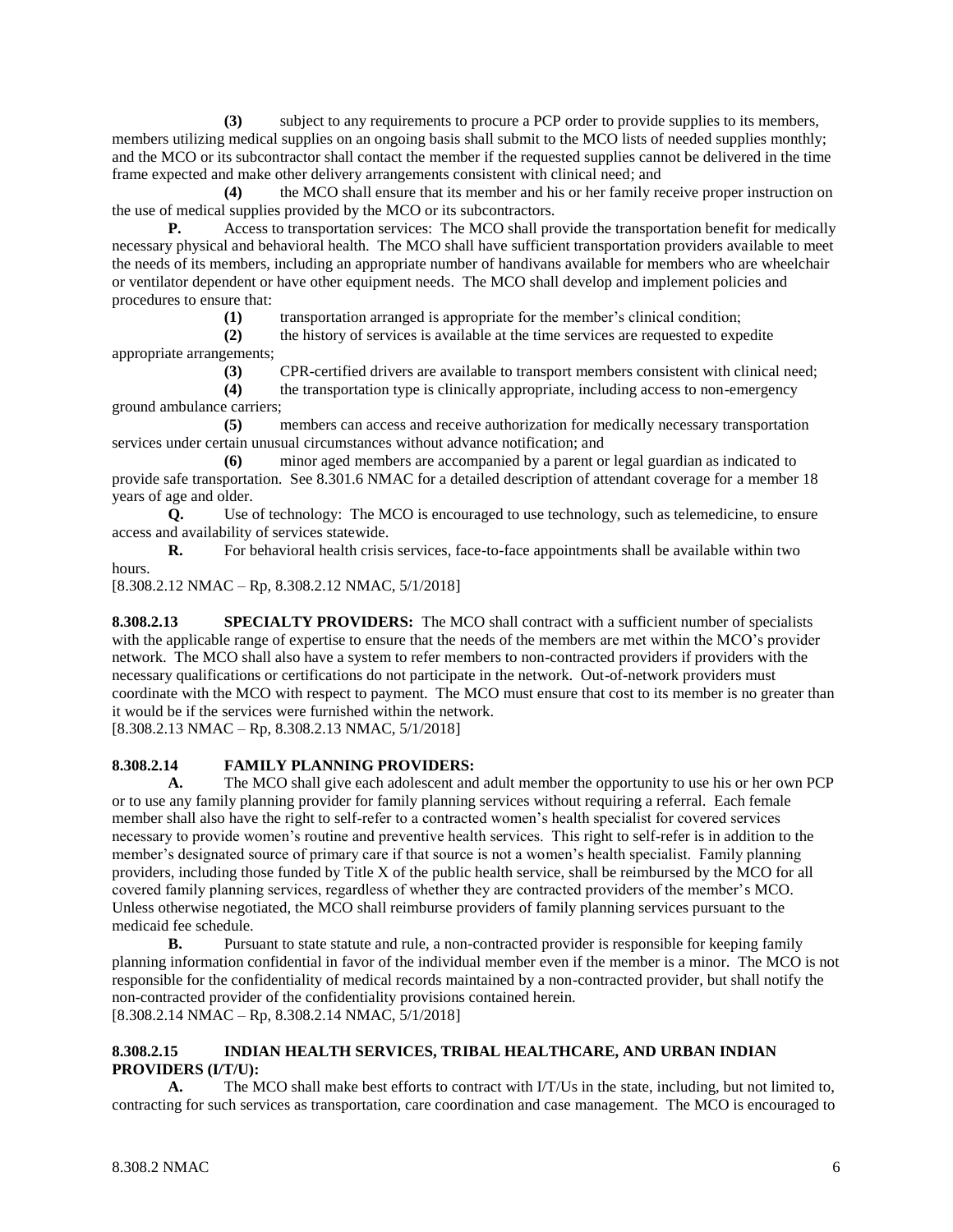**(3)** subject to any requirements to procure a PCP order to provide supplies to its members, members utilizing medical supplies on an ongoing basis shall submit to the MCO lists of needed supplies monthly; and the MCO or its subcontractor shall contact the member if the requested supplies cannot be delivered in the time frame expected and make other delivery arrangements consistent with clinical need; and

**(4)** the MCO shall ensure that its member and his or her family receive proper instruction on the use of medical supplies provided by the MCO or its subcontractors.

**P.** Access to transportation services: The MCO shall provide the transportation benefit for medically necessary physical and behavioral health. The MCO shall have sufficient transportation providers available to meet the needs of its members, including an appropriate number of handivans available for members who are wheelchair or ventilator dependent or have other equipment needs. The MCO shall develop and implement policies and procedures to ensure that:

**(1)** transportation arranged is appropriate for the member's clinical condition;

**(2)** the history of services is available at the time services are requested to expedite appropriate arrangements;

**(3)** CPR-certified drivers are available to transport members consistent with clinical need;

**(4)** the transportation type is clinically appropriate, including access to non-emergency ground ambulance carriers;

**(5)** members can access and receive authorization for medically necessary transportation services under certain unusual circumstances without advance notification; and

**(6)** minor aged members are accompanied by a parent or legal guardian as indicated to provide safe transportation. See 8.301.6 NMAC for a detailed description of attendant coverage for a member 18 years of age and older.

**Q.** Use of technology: The MCO is encouraged to use technology, such as telemedicine, to ensure access and availability of services statewide.

**R.** For behavioral health crisis services, face-to-face appointments shall be available within two hours.

[8.308.2.12 NMAC – Rp, 8.308.2.12 NMAC, 5/1/2018]

**8.308.2.13 SPECIALTY PROVIDERS:** The MCO shall contract with a sufficient number of specialists with the applicable range of expertise to ensure that the needs of the members are met within the MCO's provider network. The MCO shall also have a system to refer members to non-contracted providers if providers with the necessary qualifications or certifications do not participate in the network. Out-of-network providers must coordinate with the MCO with respect to payment. The MCO must ensure that cost to its member is no greater than it would be if the services were furnished within the network.

[8.308.2.13 NMAC – Rp, 8.308.2.13 NMAC, 5/1/2018]

**8.308.2.14 FAMILY PLANNING PROVIDERS:**

**A.** The MCO shall give each adolescent and adult member the opportunity to use his or her own PCP or to use any family planning provider for family planning services without requiring a referral. Each female member shall also have the right to self-refer to a contracted women's health specialist for covered services necessary to provide women's routine and preventive health services. This right to self-refer is in addition to the member's designated source of primary care if that source is not a women's health specialist. Family planning providers, including those funded by Title X of the public health service, shall be reimbursed by the MCO for all covered family planning services, regardless of whether they are contracted providers of the member's MCO. Unless otherwise negotiated, the MCO shall reimburse providers of family planning services pursuant to the medicaid fee schedule.

**B.** Pursuant to state statute and rule, a non-contracted provider is responsible for keeping family planning information confidential in favor of the individual member even if the member is a minor. The MCO is not responsible for the confidentiality of medical records maintained by a non-contracted provider, but shall notify the non-contracted provider of the confidentiality provisions contained herein.

[8.308.2.14 NMAC – Rp, 8.308.2.14 NMAC, 5/1/2018]

**8.308.2.15 INDIAN HEALTH SERVICES, TRIBAL HEALTHCARE, AND URBAN INDIAN PROVIDERS (I/T/U):**

**A.** The MCO shall make best efforts to contract with I/T/Us in the state, including, but not limited to, contracting for such services as transportation, care coordination and case management. The MCO is encouraged to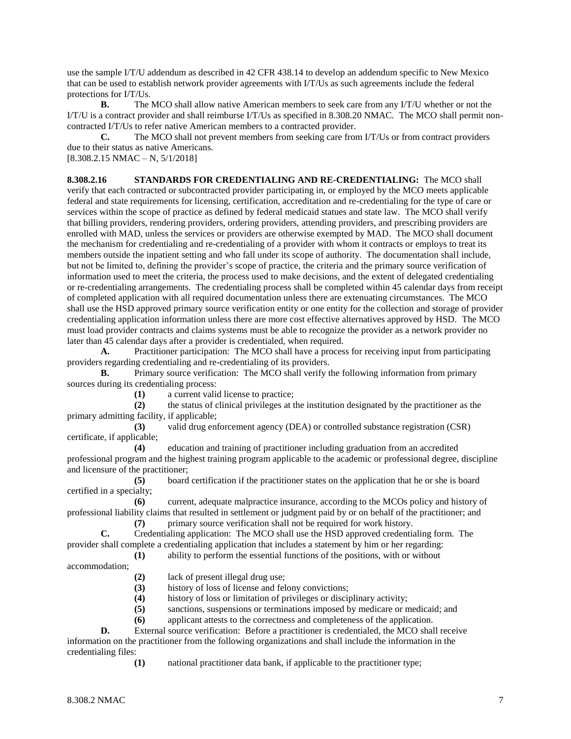use the sample I/T/U addendum as described in 42 CFR 438.14 to develop an addendum specific to New Mexico that can be used to establish network provider agreements with I/T/Us as such agreements include the federal protections for I/T/Us.

**B.** The MCO shall allow native American members to seek care from any I/T/U whether or not the I/T/U is a contract provider and shall reimburse I/T/Us as specified in 8.308.20 NMAC. The MCO shall permit non-contracted I/T/Us to refer native American members to a contracted provider.

**C.** The MCO shall not prevent members from seeking care from I/T/Us or from contract providers due to their status as native Americans.

[8.308.2.15 NMAC – N, 5/1/2018]

**8.308.2.16 STANDARDS FOR CREDENTIALING AND RE-CREDENTIALING:** The MCO shall verify that each contracted or subcontracted provider participating in, or employed by the MCO meets applicable federal and state requirements for licensing, certification, accreditation and re-credentialing for the type of care or services within the scope of practice as defined by federal medicaid statues and state law. The MCO shall verify that billing providers, rendering providers, ordering providers, attending providers, and prescribing providers are enrolled with MAD, unless the services or providers are otherwise exempted by MAD. The MCO shall document the mechanism for credentialing and re-credentialing of a provider with whom it contracts or employs to treat its members outside the inpatient setting and who fall under its scope of authority. The documentation shall include, but not be limited to, defining the provider's scope of practice, the criteria and the primary source verification of information used to meet the criteria, the process used to make decisions, and the extent of delegated credentialing or re-credentialing arrangements. The credentialing process shall be completed within 45 calendar days from receipt of completed application with all required documentation unless there are extenuating circumstances. The MCO shall use the HSD approved primary source verification entity or one entity for the collection and storage of provider credentialing application information unless there are more cost effective alternatives approved by HSD. The MCO must load provider contracts and claims systems must be able to recognize the provider as a network provider no later than 45 calendar days after a provider is credentialed, when required.

**A.** Practitioner participation: The MCO shall have a process for receiving input from participating providers regarding credentialing and re-credentialing of its providers.

**B.** Primary source verification: The MCO shall verify the following information from primary sources during its credentialing process:

**(1)** a current valid license to practice;

**(2)** the status of clinical privileges at the institution designated by the practitioner as the primary admitting facility, if applicable;

**(3)** valid drug enforcement agency (DEA) or controlled substance registration (CSR) certificate, if applicable;

**(4)** education and training of practitioner including graduation from an accredited professional program and the highest training program applicable to the academic or professional degree, discipline and licensure of the practitioner;

**(5)** board certification if the practitioner states on the application that he or she is board certified in a specialty;

**(6)** current, adequate malpractice insurance, according to the MCOs policy and history of professional liability claims that resulted in settlement or judgment paid by or on behalf of the practitioner; and

**(7)** primary source verification shall not be required for work history.

**C.** Credentialing application: The MCO shall use the HSD approved credentialing form. The provider shall complete a credentialing application that includes a statement by him or her regarding:

**(1)** ability to perform the essential functions of the positions, with or without accommodation;

**(2)** lack of present illegal drug use;

**(3)** history of loss of license and felony convictions;

**(4)** history of loss or limitation of privileges or disciplinary activity;

**(5)** sanctions, suspensions or terminations imposed by medicare or medicaid; and

**(6)** applicant attests to the correctness and completeness of the application.

**D.** External source verification: Before a practitioner is credentialed, the MCO shall receive information on the practitioner from the following organizations and shall include the information in the credentialing files:

**(1)** national practitioner data bank, if applicable to the practitioner type;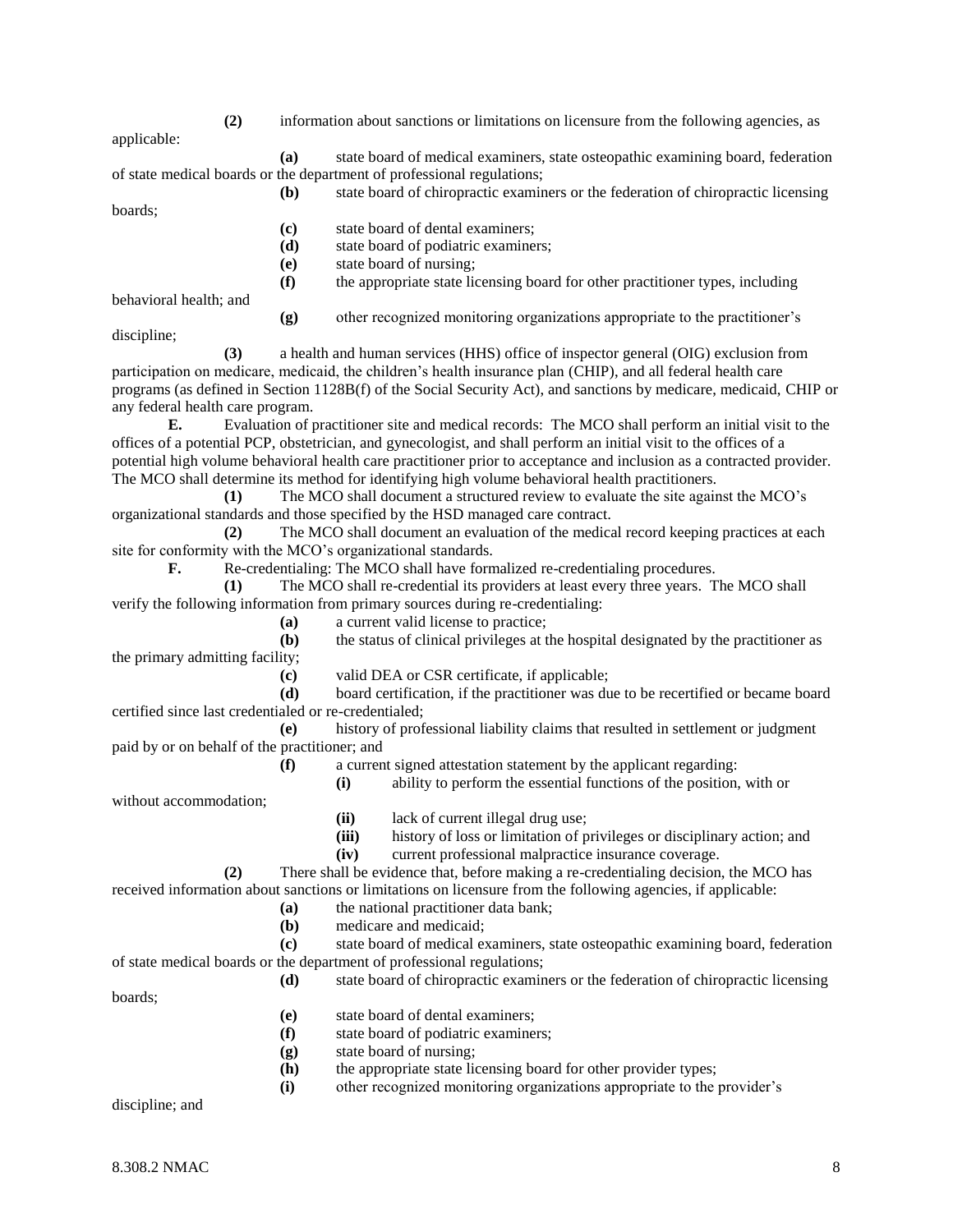**(2)** information about sanctions or limitations on licensure from the following agencies, as applicable:

**(a)** state board of medical examiners, state osteopathic examining board, federation of state medical boards or the department of professional regulations;

**(b)** state board of chiropractic examiners or the federation of chiropractic licensing boards;

**(c)** state board of dental examiners;

**(d)** state board of podiatric examiners;

**(e)** state board of nursing;

**(f)** the appropriate state licensing board for other practitioner types, including behavioral health; and

**(g)** other recognized monitoring organizations appropriate to the practitioner's discipline;

**(3)** a health and human services (HHS) office of inspector general (OIG) exclusion from participation on medicare, medicaid, the children's health insurance plan (CHIP), and all federal health care programs (as defined in Section 1128B(f) of the Social Security Act), and sanctions by medicare, medicaid, CHIP or any federal health care program.

**E.** Evaluation of practitioner site and medical records: The MCO shall perform an initial visit to the offices of a potential PCP, obstetrician, and gynecologist, and shall perform an initial visit to the offices of a potential high volume behavioral health care practitioner prior to acceptance and inclusion as a contracted provider. The MCO shall determine its method for identifying high volume behavioral health practitioners.

**(1)** The MCO shall document a structured review to evaluate the site against the MCO's organizational standards and those specified by the HSD managed care contract.

**(2)** The MCO shall document an evaluation of the medical record keeping practices at each site for conformity with the MCO's organizational standards.

**F.** Re-credentialing: The MCO shall have formalized re-credentialing procedures.

**(1)** The MCO shall re-credential its providers at least every three years. The MCO shall verify the following information from primary sources during re-credentialing:

**(a)** a current valid license to practice;

**(b)** the status of clinical privileges at the hospital designated by the practitioner as the primary admitting facility;

**(c)** valid DEA or CSR certificate, if applicable;

**(d)** board certification, if the practitioner was due to be recertified or became board certified since last credentialed or re-credentialed;

**(e)** history of professional liability claims that resulted in settlement or judgment paid by or on behalf of the practitioner; and

**(f)** a current signed attestation statement by the applicant regarding:

**(i)** ability to perform the essential functions of the position, with or without accommodation;

**(ii)** lack of current illegal drug use;

**(iii)** history of loss or limitation of privileges or disciplinary action; and

**(iv)** current professional malpractice insurance coverage.

**(2)** There shall be evidence that, before making a re-credentialing decision, the MCO has received information about sanctions or limitations on licensure from the following agencies, if applicable:

**(a)** the national practitioner data bank;

**(b)** medicare and medicaid;

**(c)** state board of medical examiners, state osteopathic examining board, federation of state medical boards or the department of professional regulations;

**(d)** state board of chiropractic examiners or the federation of chiropractic licensing boards;

**(e)** state board of dental examiners;

**(f)** state board of podiatric examiners;

**(g)** state board of nursing;

**(h)** the appropriate state licensing board for other provider types;

**(i)** other recognized monitoring organizations appropriate to the provider's discipline; and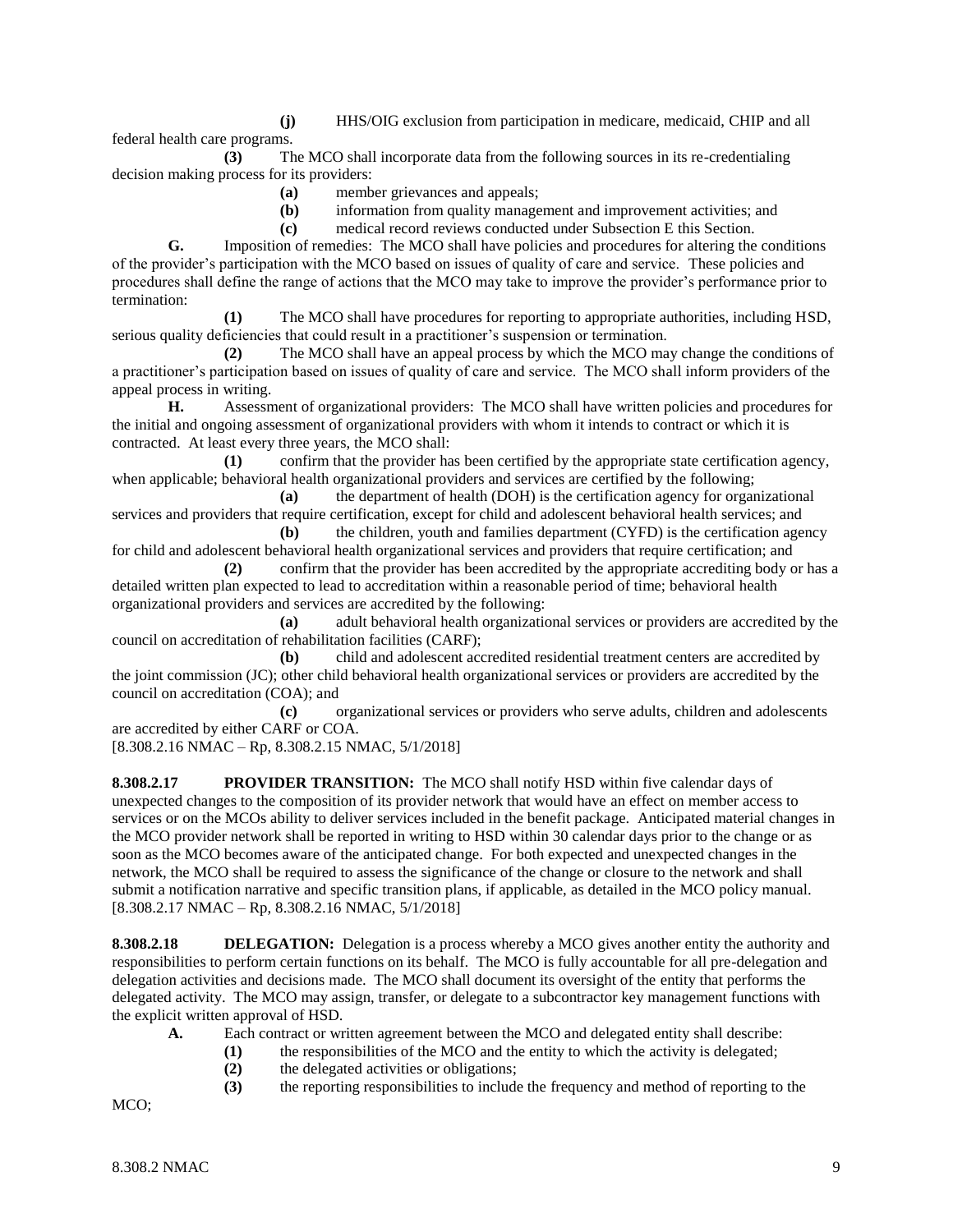**(j)** HHS/OIG exclusion from participation in medicare, medicaid, CHIP and all federal health care programs.

**(3)** The MCO shall incorporate data from the following sources in its re-credentialing decision making process for its providers:

**(a)** member grievances and appeals;

**(b)** information from quality management and improvement activities; and

**(c)** medical record reviews conducted under Subsection E this Section.

**G.** Imposition of remedies: The MCO shall have policies and procedures for altering the conditions of the provider's participation with the MCO based on issues of quality of care and service. These policies and procedures shall define the range of actions that the MCO may take to improve the provider's performance prior to termination:

**(1)** The MCO shall have procedures for reporting to appropriate authorities, including HSD, serious quality deficiencies that could result in a practitioner's suspension or termination.

**(2)** The MCO shall have an appeal process by which the MCO may change the conditions of a practitioner's participation based on issues of quality of care and service. The MCO shall inform providers of the appeal process in writing.

**H.** Assessment of organizational providers: The MCO shall have written policies and procedures for the initial and ongoing assessment of organizational providers with whom it intends to contract or which it is contracted. At least every three years, the MCO shall:

**(1)** confirm that the provider has been certified by the appropriate state certification agency, when applicable; behavioral health organizational providers and services are certified by the following;

**(a)** the department of health (DOH) is the certification agency for organizational services and providers that require certification, except for child and adolescent behavioral health services; and

**(b)** the children, youth and families department (CYFD) is the certification agency for child and adolescent behavioral health organizational services and providers that require certification; and

**(2)** confirm that the provider has been accredited by the appropriate accrediting body or has a detailed written plan expected to lead to accreditation within a reasonable period of time; behavioral health organizational providers and services are accredited by the following:

**(a)** adult behavioral health organizational services or providers are accredited by the council on accreditation of rehabilitation facilities (CARF);

**(b)** child and adolescent accredited residential treatment centers are accredited by the joint commission (JC); other child behavioral health organizational services or providers are accredited by the council on accreditation (COA); and

**(c)** organizational services or providers who serve adults, children and adolescents are accredited by either CARF or COA.

[8.308.2.16 NMAC – Rp, 8.308.2.15 NMAC, 5/1/2018]

**8.308.2.17 PROVIDER TRANSITION:** The MCO shall notify HSD within five calendar days of unexpected changes to the composition of its provider network that would have an effect on member access to services or on the MCOs ability to deliver services included in the benefit package. Anticipated material changes in the MCO provider network shall be reported in writing to HSD within 30 calendar days prior to the change or as soon as the MCO becomes aware of the anticipated change. For both expected and unexpected changes in the network, the MCO shall be required to assess the significance of the change or closure to the network and shall submit a notification narrative and specific transition plans, if applicable, as detailed in the MCO policy manual.

[8.308.2.17 NMAC – Rp, 8.308.2.16 NMAC, 5/1/2018]

**8.308.2.18 DELEGATION:** Delegation is a process whereby a MCO gives another entity the authority and responsibilities to perform certain functions on its behalf. The MCO is fully accountable for all pre-delegation and delegation activities and decisions made. The MCO shall document its oversight of the entity that performs the delegated activity. The MCO may assign, transfer, or delegate to a subcontractor key management functions with the explicit written approval of HSD.

**A.** Each contract or written agreement between the MCO and delegated entity shall describe:

**(1)** the responsibilities of the MCO and the entity to which the activity is delegated;

**(2)** the delegated activities or obligations;

**(3)** the reporting responsibilities to include the frequency and method of reporting to the MCO;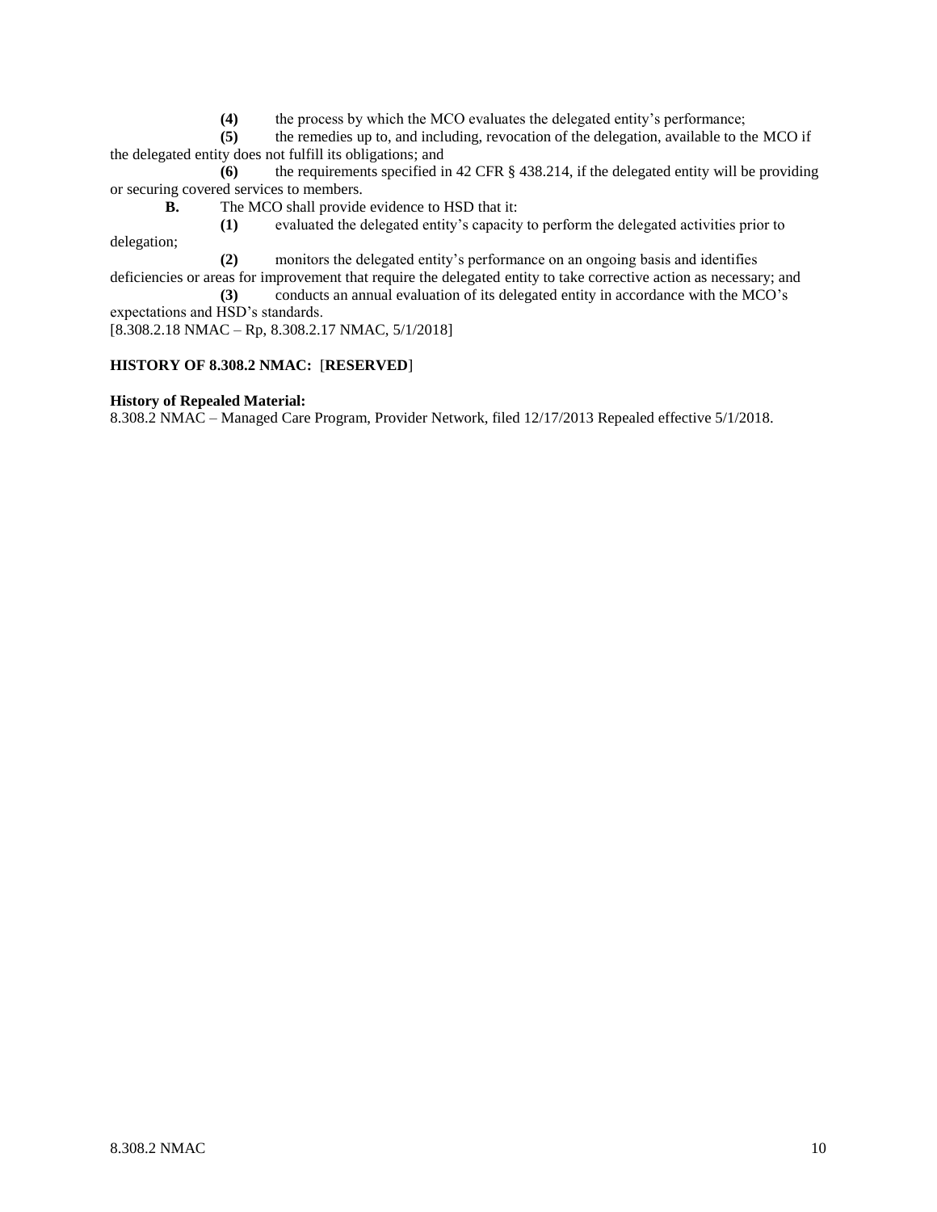**(4)** the process by which the MCO evaluates the delegated entity's performance;

**(5)** the remedies up to, and including, revocation of the delegation, available to the MCO if the delegated entity does not fulfill its obligations; and

**(6)** the requirements specified in 42 CFR § 438.214, if the delegated entity will be providing or securing covered services to members.

**B.** The MCO shall provide evidence to HSD that it:

**(1)** evaluated the delegated entity's capacity to perform the delegated activities prior to delegation;

**(2)** monitors the delegated entity's performance on an ongoing basis and identifies deficiencies or areas for improvement that require the delegated entity to take corrective action as necessary; and

**(3)** conducts an annual evaluation of its delegated entity in accordance with the MCO's expectations and HSD's standards.

[8.308.2.18 NMAC – Rp, 8.308.2.17 NMAC, 5/1/2018]

**HISTORY OF 8.308.2 NMAC:** [**RESERVED**]

**History of Repealed Material:**

8.308.2 NMAC – Managed Care Program, Provider Network, filed 12/17/2013 Repealed effective 5/1/2018.